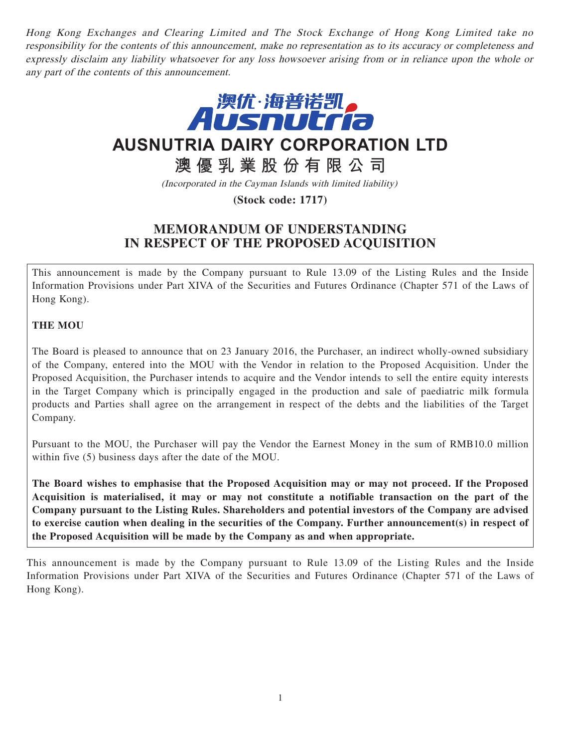*Hong Kong Exchanges and Clearing Limited and The Stock Exchange of Hong Kong Limited take no responsibility for the contents of this announcement, make no representation as to its accuracy or completeness and expressly disclaim any liability whatsoever for any loss howsoever arising from or in reliance upon the whole or any part of the contents of this announcement.*

澳优·海普诺凯
Ausnutria

# AUSNUTRIA DAIRY CORPORATION LTD

# 澳優乳業股份有限公司

*(Incorporated in the Cayman Islands with limited liability)*

**(Stock code: 1717)**

## MEMORANDUM OF UNDERSTANDING IN RESPECT OF THE PROPOSED ACQUISITION

This announcement is made by the Company pursuant to Rule 13.09 of the Listing Rules and the Inside Information Provisions under Part XIVA of the Securities and Futures Ordinance (Chapter 571 of the Laws of Hong Kong).

**THE MOU**

The Board is pleased to announce that on 23 January 2016, the Purchaser, an indirect wholly-owned subsidiary of the Company, entered into the MOU with the Vendor in relation to the Proposed Acquisition. Under the Proposed Acquisition, the Purchaser intends to acquire and the Vendor intends to sell the entire equity interests in the Target Company which is principally engaged in the production and sale of paediatric milk formula products and Parties shall agree on the arrangement in respect of the debts and the liabilities of the Target Company.

Pursuant to the MOU, the Purchaser will pay the Vendor the Earnest Money in the sum of RMB10.0 million within five (5) business days after the date of the MOU.

**The Board wishes to emphasise that the Proposed Acquisition may or may not proceed. If the Proposed Acquisition is materialised, it may or may not constitute a notifiable transaction on the part of the Company pursuant to the Listing Rules. Shareholders and potential investors of the Company are advised to exercise caution when dealing in the securities of the Company. Further announcement(s) in respect of the Proposed Acquisition will be made by the Company as and when appropriate.**

This announcement is made by the Company pursuant to Rule 13.09 of the Listing Rules and the Inside Information Provisions under Part XIVA of the Securities and Futures Ordinance (Chapter 571 of the Laws of Hong Kong).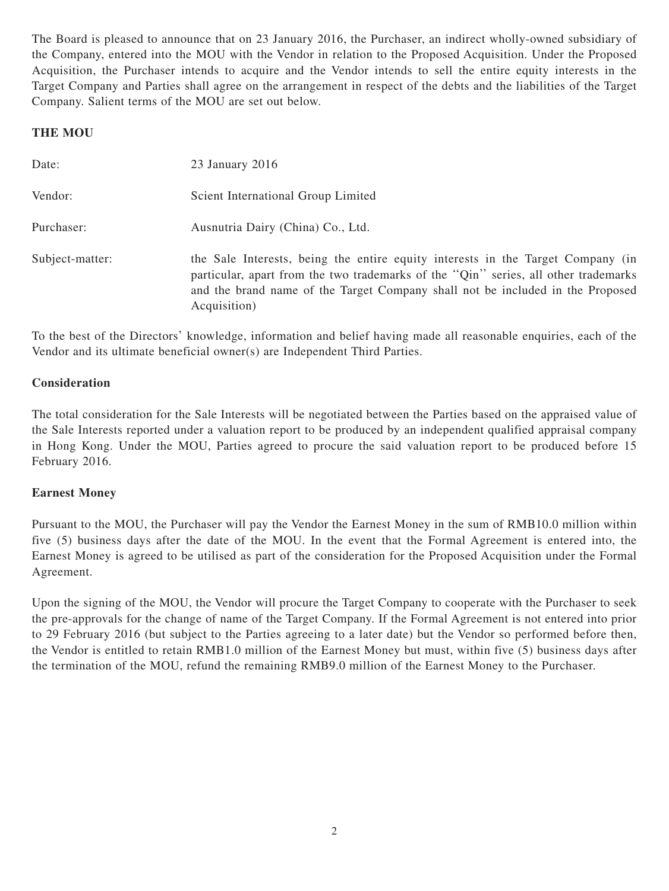The Board is pleased to announce that on 23 January 2016, the Purchaser, an indirect wholly-owned subsidiary of the Company, entered into the MOU with the Vendor in relation to the Proposed Acquisition. Under the Proposed Acquisition, the Purchaser intends to acquire and the Vendor intends to sell the entire equity interests in the Target Company and Parties shall agree on the arrangement in respect of the debts and the liabilities of the Target Company. Salient terms of the MOU are set out below.

**THE MOU**

| | |
|---|---|
| Date: | 23 January 2016 |
| Vendor: | Scient International Group Limited |
| Purchaser: | Ausnutria Dairy (China) Co., Ltd. |
| Subject-matter: | the Sale Interests, being the entire equity interests in the Target Company (in particular, apart from the two trademarks of the ''Qin'' series, all other trademarks and the brand name of the Target Company shall not be included in the Proposed Acquisition) |

To the best of the Directors' knowledge, information and belief having made all reasonable enquiries, each of the Vendor and its ultimate beneficial owner(s) are Independent Third Parties.

**Consideration**

The total consideration for the Sale Interests will be negotiated between the Parties based on the appraised value of the Sale Interests reported under a valuation report to be produced by an independent qualified appraisal company in Hong Kong. Under the MOU, Parties agreed to procure the said valuation report to be produced before 15 February 2016.

**Earnest Money**

Pursuant to the MOU, the Purchaser will pay the Vendor the Earnest Money in the sum of RMB10.0 million within five (5) business days after the date of the MOU. In the event that the Formal Agreement is entered into, the Earnest Money is agreed to be utilised as part of the consideration for the Proposed Acquisition under the Formal Agreement.

Upon the signing of the MOU, the Vendor will procure the Target Company to cooperate with the Purchaser to seek the pre-approvals for the change of name of the Target Company. If the Formal Agreement is not entered into prior to 29 February 2016 (but subject to the Parties agreeing to a later date) but the Vendor so performed before then, the Vendor is entitled to retain RMB1.0 million of the Earnest Money but must, within five (5) business days after the termination of the MOU, refund the remaining RMB9.0 million of the Earnest Money to the Purchaser.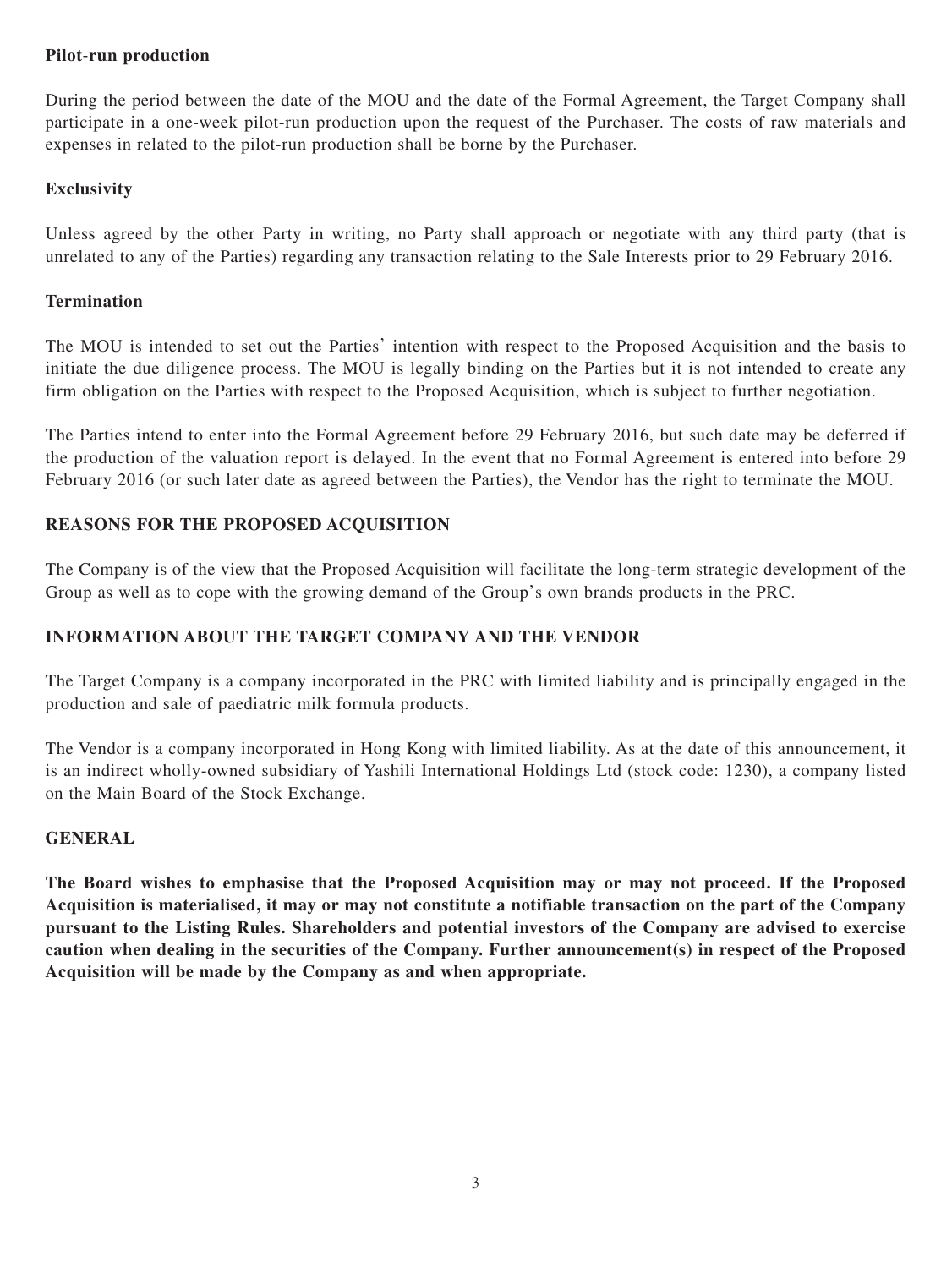**Pilot-run production**

During the period between the date of the MOU and the date of the Formal Agreement, the Target Company shall participate in a one-week pilot-run production upon the request of the Purchaser. The costs of raw materials and expenses in related to the pilot-run production shall be borne by the Purchaser.

**Exclusivity**

Unless agreed by the other Party in writing, no Party shall approach or negotiate with any third party (that is unrelated to any of the Parties) regarding any transaction relating to the Sale Interests prior to 29 February 2016.

**Termination**

The MOU is intended to set out the Parties' intention with respect to the Proposed Acquisition and the basis to initiate the due diligence process. The MOU is legally binding on the Parties but it is not intended to create any firm obligation on the Parties with respect to the Proposed Acquisition, which is subject to further negotiation.

The Parties intend to enter into the Formal Agreement before 29 February 2016, but such date may be deferred if the production of the valuation report is delayed. In the event that no Formal Agreement is entered into before 29 February 2016 (or such later date as agreed between the Parties), the Vendor has the right to terminate the MOU.

## REASONS FOR THE PROPOSED ACQUISITION

The Company is of the view that the Proposed Acquisition will facilitate the long-term strategic development of the Group as well as to cope with the growing demand of the Group's own brands products in the PRC.

## INFORMATION ABOUT THE TARGET COMPANY AND THE VENDOR

The Target Company is a company incorporated in the PRC with limited liability and is principally engaged in the production and sale of paediatric milk formula products.

The Vendor is a company incorporated in Hong Kong with limited liability. As at the date of this announcement, it is an indirect wholly-owned subsidiary of Yashili International Holdings Ltd (stock code: 1230), a company listed on the Main Board of the Stock Exchange.

## GENERAL

**The Board wishes to emphasise that the Proposed Acquisition may or may not proceed. If the Proposed Acquisition is materialised, it may or may not constitute a notifiable transaction on the part of the Company pursuant to the Listing Rules. Shareholders and potential investors of the Company are advised to exercise caution when dealing in the securities of the Company. Further announcement(s) in respect of the Proposed Acquisition will be made by the Company as and when appropriate.**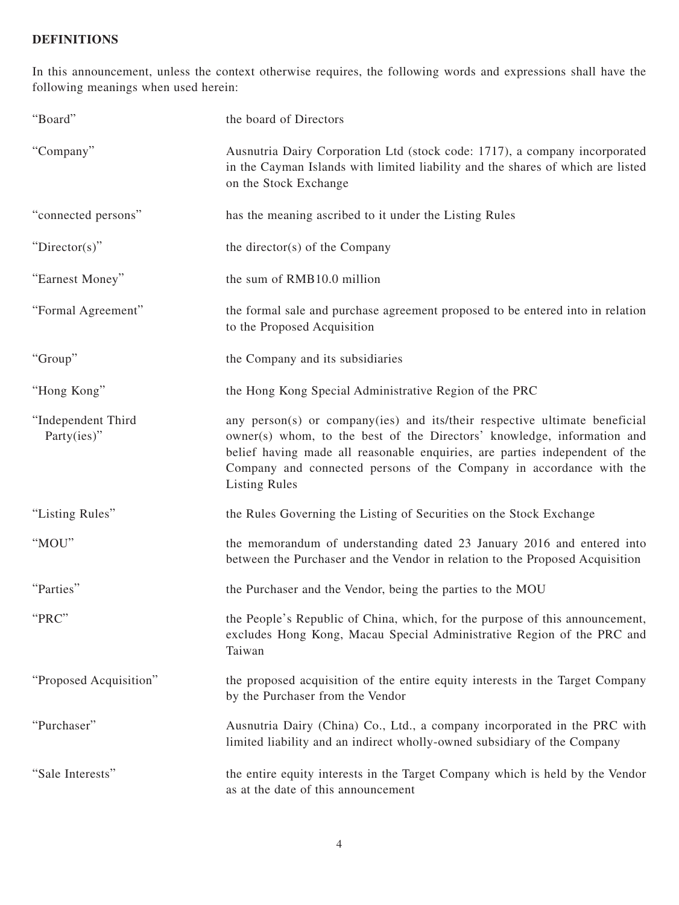## DEFINITIONS

In this announcement, unless the context otherwise requires, the following words and expressions shall have the following meanings when used herein:

| | |
|---|---|
| "Board" | the board of Directors |
| "Company" | Ausnutria Dairy Corporation Ltd (stock code: 1717), a company incorporated in the Cayman Islands with limited liability and the shares of which are listed on the Stock Exchange |
| "connected persons" | has the meaning ascribed to it under the Listing Rules |
| "Director(s)" | the director(s) of the Company |
| "Earnest Money" | the sum of RMB10.0 million |
| "Formal Agreement" | the formal sale and purchase agreement proposed to be entered into in relation to the Proposed Acquisition |
| "Group" | the Company and its subsidiaries |
| "Hong Kong" | the Hong Kong Special Administrative Region of the PRC |
| "Independent Third Party(ies)" | any person(s) or company(ies) and its/their respective ultimate beneficial owner(s) whom, to the best of the Directors' knowledge, information and belief having made all reasonable enquiries, are parties independent of the Company and connected persons of the Company in accordance with the Listing Rules |
| "Listing Rules" | the Rules Governing the Listing of Securities on the Stock Exchange |
| "MOU" | the memorandum of understanding dated 23 January 2016 and entered into between the Purchaser and the Vendor in relation to the Proposed Acquisition |
| "Parties" | the Purchaser and the Vendor, being the parties to the MOU |
| "PRC" | the People's Republic of China, which, for the purpose of this announcement, excludes Hong Kong, Macau Special Administrative Region of the PRC and Taiwan |
| "Proposed Acquisition" | the proposed acquisition of the entire equity interests in the Target Company by the Purchaser from the Vendor |
| "Purchaser" | Ausnutria Dairy (China) Co., Ltd., a company incorporated in the PRC with limited liability and an indirect wholly-owned subsidiary of the Company |
| "Sale Interests" | the entire equity interests in the Target Company which is held by the Vendor as at the date of this announcement |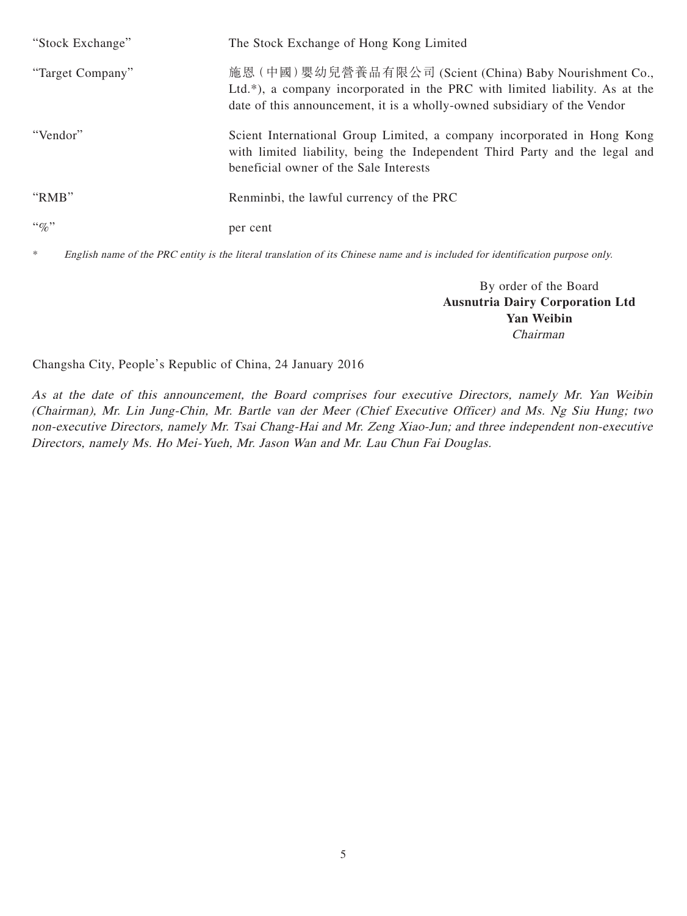| | |
|---|---|
| "Stock Exchange" | The Stock Exchange of Hong Kong Limited |
| "Target Company" | 施恩(中國)嬰幼兒營養品有限公司 (Scient (China) Baby Nourishment Co., Ltd.*), a company incorporated in the PRC with limited liability. As at the date of this announcement, it is a wholly-owned subsidiary of the Vendor |
| "Vendor" | Scient International Group Limited, a company incorporated in Hong Kong with limited liability, being the Independent Third Party and the legal and beneficial owner of the Sale Interests |
| "RMB" | Renminbi, the lawful currency of the PRC |
| "%" | per cent |

\* *English name of the PRC entity is the literal translation of its Chinese name and is included for identification purpose only.*

By order of the Board
**Ausnutria Dairy Corporation Ltd**
**Yan Weibin**
*Chairman*

Changsha City, People's Republic of China, 24 January 2016

*As at the date of this announcement, the Board comprises four executive Directors, namely Mr. Yan Weibin (Chairman), Mr. Lin Jung-Chin, Mr. Bartle van der Meer (Chief Executive Officer) and Ms. Ng Siu Hung; two non-executive Directors, namely Mr. Tsai Chang-Hai and Mr. Zeng Xiao-Jun; and three independent non-executive Directors, namely Ms. Ho Mei-Yueh, Mr. Jason Wan and Mr. Lau Chun Fai Douglas.*